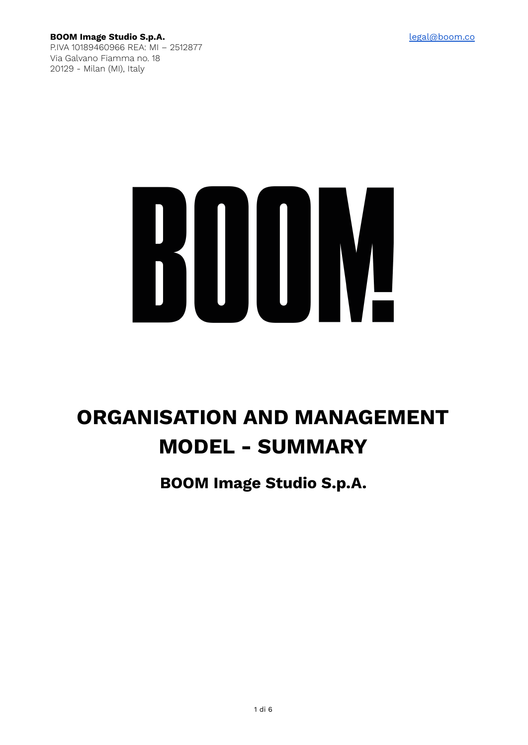**BOOM Image Studio S.p.A.**
P.IVA 10189460966 REA: MI – 2512877
Via Galvano Fiamma no. 18
20129 - Milan (MI), Italy

legal@boom.co

BOOM!

# ORGANISATION AND MANAGEMENT MODEL - SUMMARY

## BOOM Image Studio S.p.A.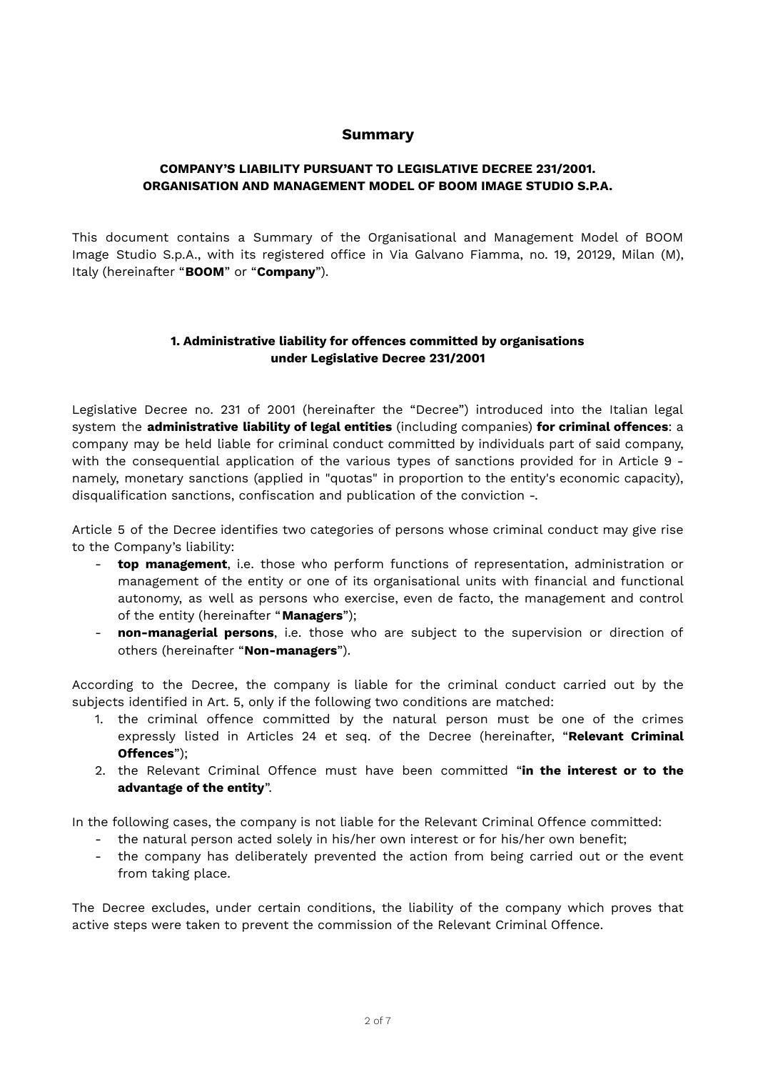# Summary

## COMPANY'S LIABILITY PURSUANT TO LEGISLATIVE DECREE 231/2001. ORGANISATION AND MANAGEMENT MODEL OF BOOM IMAGE STUDIO S.P.A.

This document contains a Summary of the Organisational and Management Model of BOOM Image Studio S.p.A., with its registered office in Via Galvano Fiamma, no. 19, 20129, Milan (M), Italy (hereinafter "**BOOM**" or "**Company**").

### 1. Administrative liability for offences committed by organisations under Legislative Decree 231/2001

Legislative Decree no. 231 of 2001 (hereinafter the "Decree") introduced into the Italian legal system the **administrative liability of legal entities** (including companies) **for criminal offences**: a company may be held liable for criminal conduct committed by individuals part of said company, with the consequential application of the various types of sanctions provided for in Article 9 - namely, monetary sanctions (applied in "quotas" in proportion to the entity's economic capacity), disqualification sanctions, confiscation and publication of the conviction -.

Article 5 of the Decree identifies two categories of persons whose criminal conduct may give rise to the Company's liability:

- **top management**, i.e. those who perform functions of representation, administration or management of the entity or one of its organisational units with financial and functional autonomy, as well as persons who exercise, even de facto, the management and control of the entity (hereinafter "**Managers**");
- **non-managerial persons**, i.e. those who are subject to the supervision or direction of others (hereinafter "**Non-managers**").

According to the Decree, the company is liable for the criminal conduct carried out by the subjects identified in Art. 5, only if the following two conditions are matched:

1. the criminal offence committed by the natural person must be one of the crimes expressly listed in Articles 24 et seq. of the Decree (hereinafter, "**Relevant Criminal Offences**");
2. the Relevant Criminal Offence must have been committed "**in the interest or to the advantage of the entity**".

In the following cases, the company is not liable for the Relevant Criminal Offence committed:

- the natural person acted solely in his/her own interest or for his/her own benefit;
- the company has deliberately prevented the action from being carried out or the event from taking place.

The Decree excludes, under certain conditions, the liability of the company which proves that active steps were taken to prevent the commission of the Relevant Criminal Offence.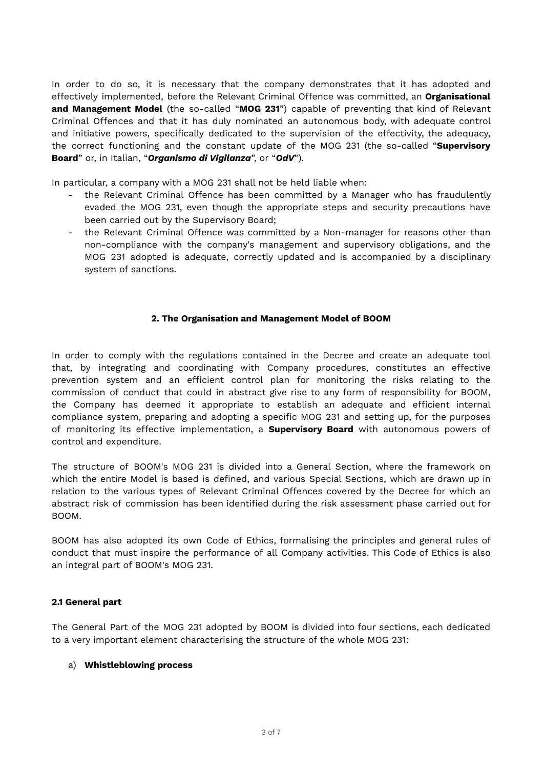In order to do so, it is necessary that the company demonstrates that it has adopted and effectively implemented, before the Relevant Criminal Offence was committed, an **Organisational and Management Model** (the so-called "**MOG 231**") capable of preventing that kind of Relevant Criminal Offences and that it has duly nominated an autonomous body, with adequate control and initiative powers, specifically dedicated to the supervision of the effectivity, the adequacy, the correct functioning and the constant update of the MOG 231 (the so-called "**Supervisory Board**" or, in Italian, "***Organismo di Vigilanza***", or "***OdV***").

In particular, a company with a MOG 231 shall not be held liable when:

- the Relevant Criminal Offence has been committed by a Manager who has fraudulently evaded the MOG 231, even though the appropriate steps and security precautions have been carried out by the Supervisory Board;
- the Relevant Criminal Offence was committed by a Non-manager for reasons other than non-compliance with the company's management and supervisory obligations, and the MOG 231 adopted is adequate, correctly updated and is accompanied by a disciplinary system of sanctions.

## 2. The Organisation and Management Model of BOOM

In order to comply with the regulations contained in the Decree and create an adequate tool that, by integrating and coordinating with Company procedures, constitutes an effective prevention system and an efficient control plan for monitoring the risks relating to the commission of conduct that could in abstract give rise to any form of responsibility for BOOM, the Company has deemed it appropriate to establish an adequate and efficient internal compliance system, preparing and adopting a specific MOG 231 and setting up, for the purposes of monitoring its effective implementation, a **Supervisory Board** with autonomous powers of control and expenditure.

The structure of BOOM's MOG 231 is divided into a General Section, where the framework on which the entire Model is based is defined, and various Special Sections, which are drawn up in relation to the various types of Relevant Criminal Offences covered by the Decree for which an abstract risk of commission has been identified during the risk assessment phase carried out for BOOM.

BOOM has also adopted its own Code of Ethics, formalising the principles and general rules of conduct that must inspire the performance of all Company activities. This Code of Ethics is also an integral part of BOOM's MOG 231.

### 2.1 General part

The General Part of the MOG 231 adopted by BOOM is divided into four sections, each dedicated to a very important element characterising the structure of the whole MOG 231:

a) **Whistleblowing process**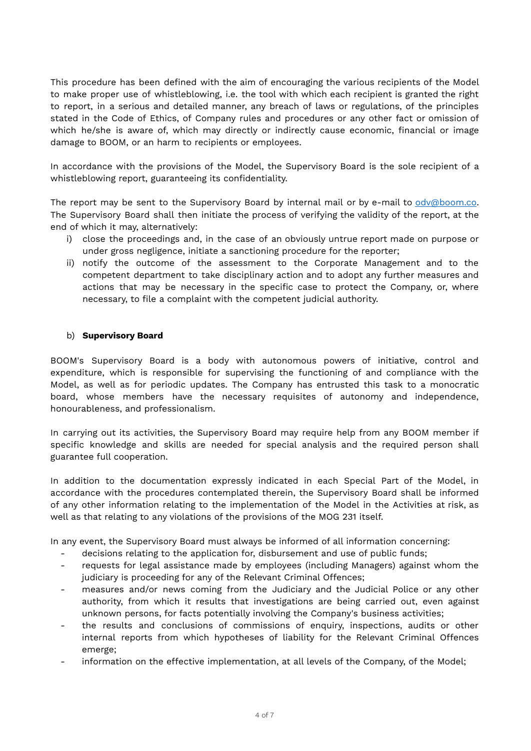This procedure has been defined with the aim of encouraging the various recipients of the Model to make proper use of whistleblowing, i.e. the tool with which each recipient is granted the right to report, in a serious and detailed manner, any breach of laws or regulations, of the principles stated in the Code of Ethics, of Company rules and procedures or any other fact or omission of which he/she is aware of, which may directly or indirectly cause economic, financial or image damage to BOOM, or an harm to recipients or employees.

In accordance with the provisions of the Model, the Supervisory Board is the sole recipient of a whistleblowing report, guaranteeing its confidentiality.

The report may be sent to the Supervisory Board by internal mail or by e-mail to odv@boom.co. The Supervisory Board shall then initiate the process of verifying the validity of the report, at the end of which it may, alternatively:

i) close the proceedings and, in the case of an obviously untrue report made on purpose or under gross negligence, initiate a sanctioning procedure for the reporter;
ii) notify the outcome of the assessment to the Corporate Management and to the competent department to take disciplinary action and to adopt any further measures and actions that may be necessary in the specific case to protect the Company, or, where necessary, to file a complaint with the competent judicial authority.

b) **Supervisory Board**

BOOM's Supervisory Board is a body with autonomous powers of initiative, control and expenditure, which is responsible for supervising the functioning of and compliance with the Model, as well as for periodic updates. The Company has entrusted this task to a monocratic board, whose members have the necessary requisites of autonomy and independence, honourableness, and professionalism.

In carrying out its activities, the Supervisory Board may require help from any BOOM member if specific knowledge and skills are needed for special analysis and the required person shall guarantee full cooperation.

In addition to the documentation expressly indicated in each Special Part of the Model, in accordance with the procedures contemplated therein, the Supervisory Board shall be informed of any other information relating to the implementation of the Model in the Activities at risk, as well as that relating to any violations of the provisions of the MOG 231 itself.

In any event, the Supervisory Board must always be informed of all information concerning:

- decisions relating to the application for, disbursement and use of public funds;
- requests for legal assistance made by employees (including Managers) against whom the judiciary is proceeding for any of the Relevant Criminal Offences;
- measures and/or news coming from the Judiciary and the Judicial Police or any other authority, from which it results that investigations are being carried out, even against unknown persons, for facts potentially involving the Company's business activities;
- the results and conclusions of commissions of enquiry, inspections, audits or other internal reports from which hypotheses of liability for the Relevant Criminal Offences emerge;
- information on the effective implementation, at all levels of the Company, of the Model;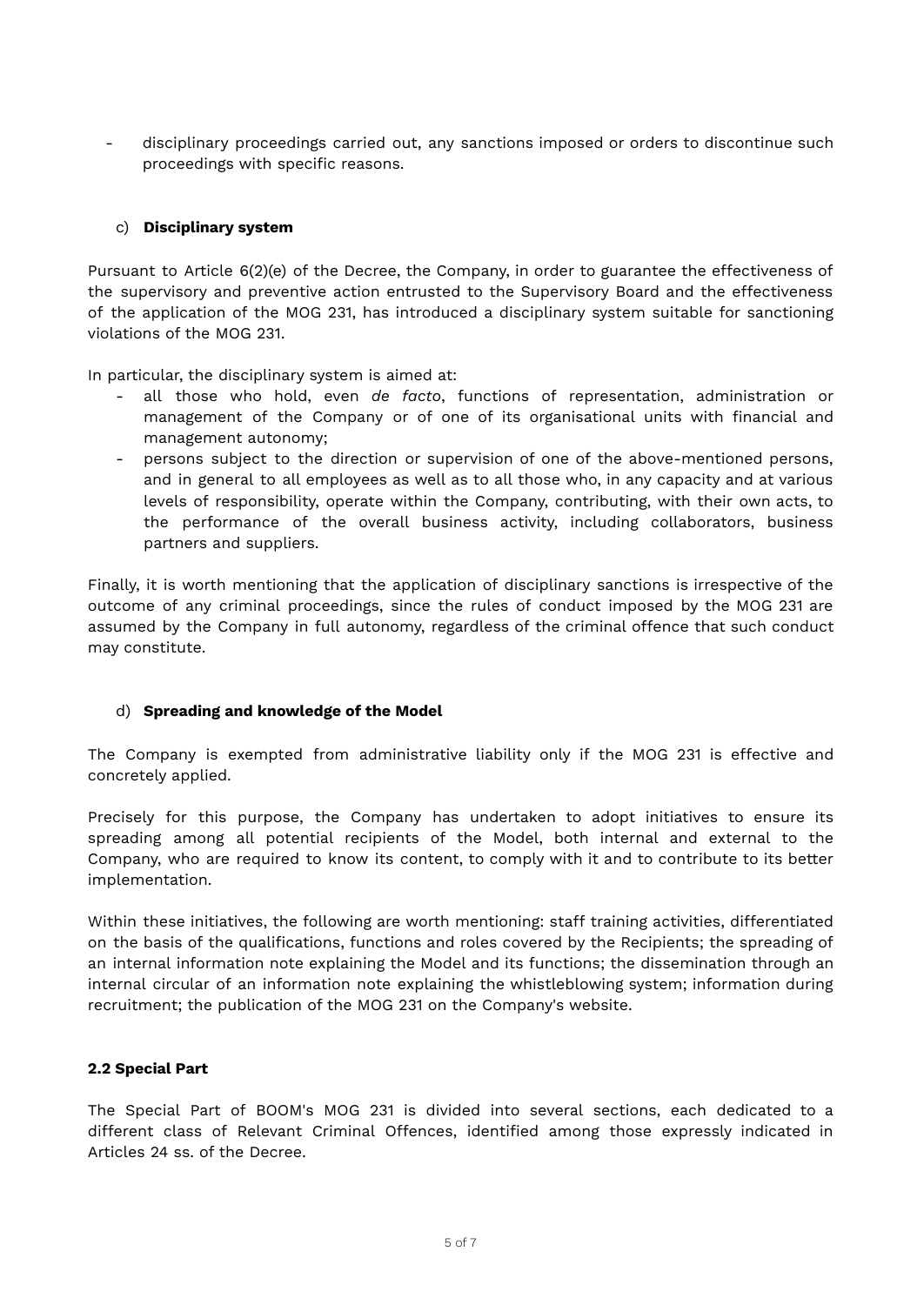- disciplinary proceedings carried out, any sanctions imposed or orders to discontinue such proceedings with specific reasons.

### c) **Disciplinary system**

Pursuant to Article 6(2)(e) of the Decree, the Company, in order to guarantee the effectiveness of the supervisory and preventive action entrusted to the Supervisory Board and the effectiveness of the application of the MOG 231, has introduced a disciplinary system suitable for sanctioning violations of the MOG 231.

In particular, the disciplinary system is aimed at:

- all those who hold, even *de facto*, functions of representation, administration or management of the Company or of one of its organisational units with financial and management autonomy;
- persons subject to the direction or supervision of one of the above-mentioned persons, and in general to all employees as well as to all those who, in any capacity and at various levels of responsibility, operate within the Company, contributing, with their own acts, to the performance of the overall business activity, including collaborators, business partners and suppliers.

Finally, it is worth mentioning that the application of disciplinary sanctions is irrespective of the outcome of any criminal proceedings, since the rules of conduct imposed by the MOG 231 are assumed by the Company in full autonomy, regardless of the criminal offence that such conduct may constitute.

### d) **Spreading and knowledge of the Model**

The Company is exempted from administrative liability only if the MOG 231 is effective and concretely applied.

Precisely for this purpose, the Company has undertaken to adopt initiatives to ensure its spreading among all potential recipients of the Model, both internal and external to the Company, who are required to know its content, to comply with it and to contribute to its better implementation.

Within these initiatives, the following are worth mentioning: staff training activities, differentiated on the basis of the qualifications, functions and roles covered by the Recipients; the spreading of an internal information note explaining the Model and its functions; the dissemination through an internal circular of an information note explaining the whistleblowing system; information during recruitment; the publication of the MOG 231 on the Company's website.

## 2.2 Special Part

The Special Part of BOOM's MOG 231 is divided into several sections, each dedicated to a different class of Relevant Criminal Offences, identified among those expressly indicated in Articles 24 ss. of the Decree.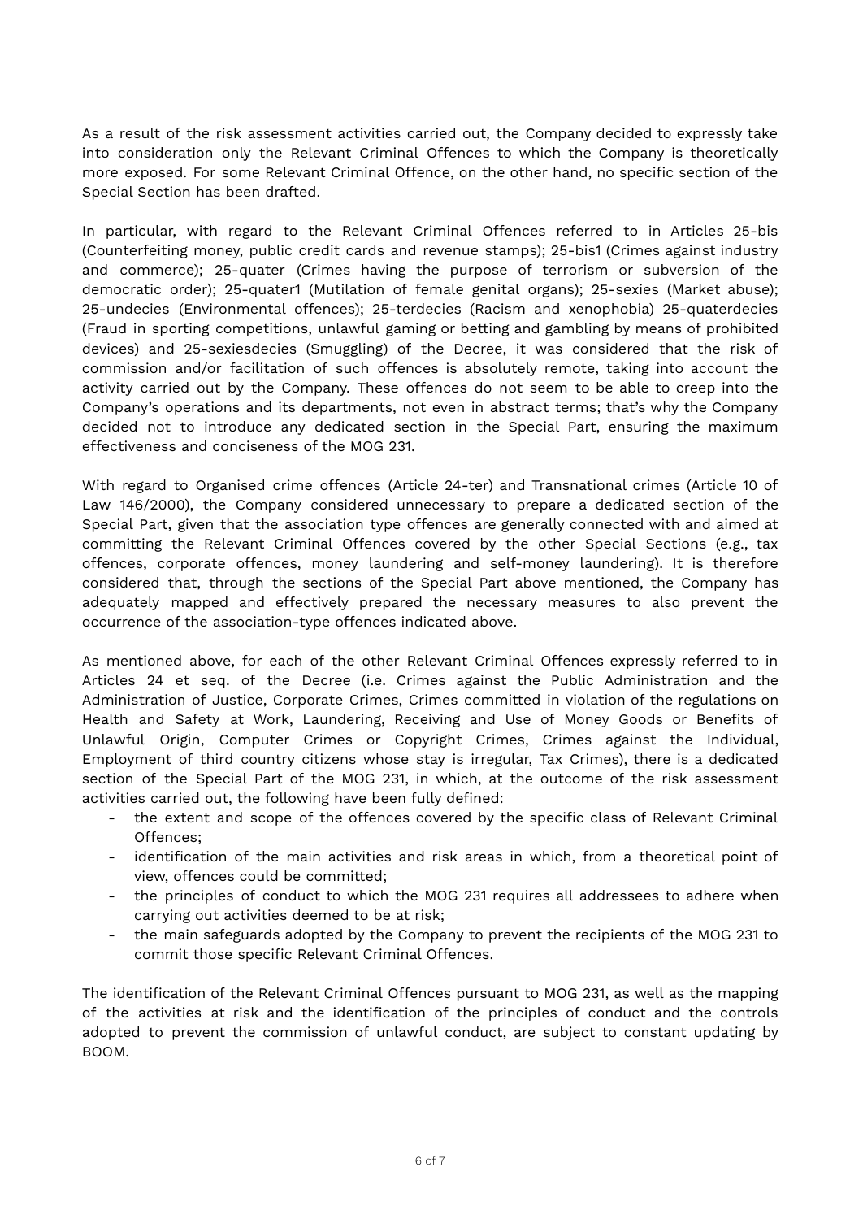As a result of the risk assessment activities carried out, the Company decided to expressly take into consideration only the Relevant Criminal Offences to which the Company is theoretically more exposed. For some Relevant Criminal Offence, on the other hand, no specific section of the Special Section has been drafted.

In particular, with regard to the Relevant Criminal Offences referred to in Articles 25-bis (Counterfeiting money, public credit cards and revenue stamps); 25-bis1 (Crimes against industry and commerce); 25-quater (Crimes having the purpose of terrorism or subversion of the democratic order); 25-quater1 (Mutilation of female genital organs); 25-sexies (Market abuse); 25-undecies (Environmental offences); 25-terdecies (Racism and xenophobia) 25-quaterdecies (Fraud in sporting competitions, unlawful gaming or betting and gambling by means of prohibited devices) and 25-sexiesdecies (Smuggling) of the Decree, it was considered that the risk of commission and/or facilitation of such offences is absolutely remote, taking into account the activity carried out by the Company. These offences do not seem to be able to creep into the Company's operations and its departments, not even in abstract terms; that's why the Company decided not to introduce any dedicated section in the Special Part, ensuring the maximum effectiveness and conciseness of the MOG 231.

With regard to Organised crime offences (Article 24-ter) and Transnational crimes (Article 10 of Law 146/2000), the Company considered unnecessary to prepare a dedicated section of the Special Part, given that the association type offences are generally connected with and aimed at committing the Relevant Criminal Offences covered by the other Special Sections (e.g., tax offences, corporate offences, money laundering and self-money laundering). It is therefore considered that, through the sections of the Special Part above mentioned, the Company has adequately mapped and effectively prepared the necessary measures to also prevent the occurrence of the association-type offences indicated above.

As mentioned above, for each of the other Relevant Criminal Offences expressly referred to in Articles 24 et seq. of the Decree (i.e. Crimes against the Public Administration and the Administration of Justice, Corporate Crimes, Crimes committed in violation of the regulations on Health and Safety at Work, Laundering, Receiving and Use of Money Goods or Benefits of Unlawful Origin, Computer Crimes or Copyright Crimes, Crimes against the Individual, Employment of third country citizens whose stay is irregular, Tax Crimes), there is a dedicated section of the Special Part of the MOG 231, in which, at the outcome of the risk assessment activities carried out, the following have been fully defined:

- the extent and scope of the offences covered by the specific class of Relevant Criminal Offences;
- identification of the main activities and risk areas in which, from a theoretical point of view, offences could be committed;
- the principles of conduct to which the MOG 231 requires all addressees to adhere when carrying out activities deemed to be at risk;
- the main safeguards adopted by the Company to prevent the recipients of the MOG 231 to commit those specific Relevant Criminal Offences.

The identification of the Relevant Criminal Offences pursuant to MOG 231, as well as the mapping of the activities at risk and the identification of the principles of conduct and the controls adopted to prevent the commission of unlawful conduct, are subject to constant updating by BOOM.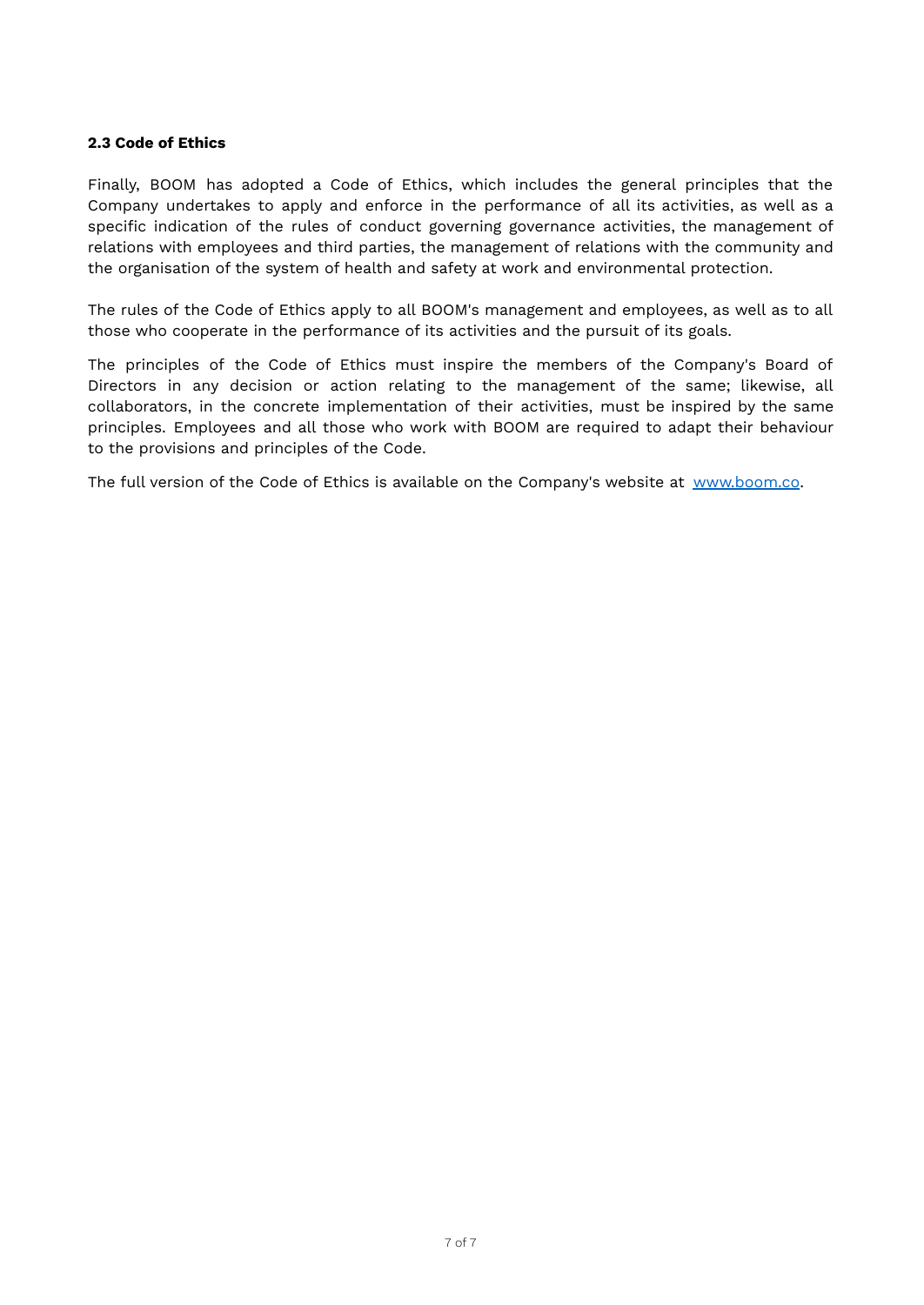### 2.3 Code of Ethics

Finally, BOOM has adopted a Code of Ethics, which includes the general principles that the Company undertakes to apply and enforce in the performance of all its activities, as well as a specific indication of the rules of conduct governing governance activities, the management of relations with employees and third parties, the management of relations with the community and the organisation of the system of health and safety at work and environmental protection.

The rules of the Code of Ethics apply to all BOOM's management and employees, as well as to all those who cooperate in the performance of its activities and the pursuit of its goals.

The principles of the Code of Ethics must inspire the members of the Company's Board of Directors in any decision or action relating to the management of the same; likewise, all collaborators, in the concrete implementation of their activities, must be inspired by the same principles. Employees and all those who work with BOOM are required to adapt their behaviour to the provisions and principles of the Code.

The full version of the Code of Ethics is available on the Company's website at [www.boom.co](http://www.boom.co).